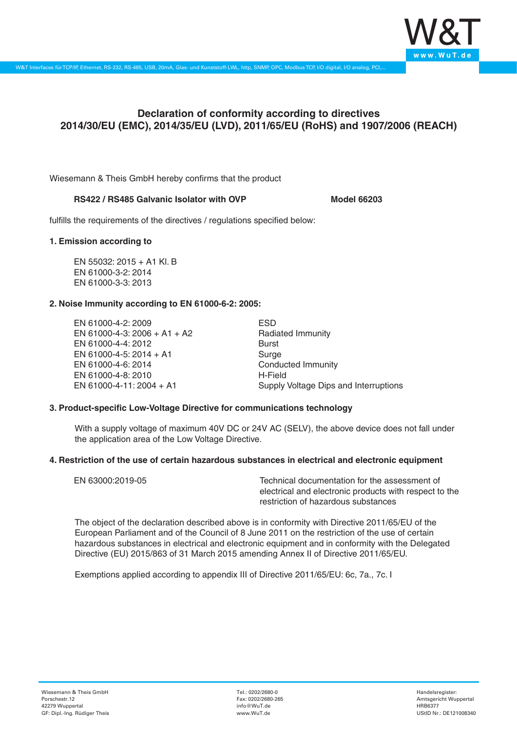# Declaration of conformity according to directives 2014/30/EU (EMC), 2014/35/EU (LVD), 2011/65/EU (RoHS) and 1907/2006 (REACH)

Wiesemann & Theis GmbH hereby confirms that the product

**RS422 / RS485 Galvanic Isolator with OVP** **Model 66203**

fulfills the requirements of the directives / regulations specified below:

### 1. Emission according to

EN 55032: 2015 + A1 Kl. B
EN 61000-3-2: 2014
EN 61000-3-3: 2013

### 2. Noise Immunity according to EN 61000-6-2: 2005:

| | |
|---|---|
| EN 61000-4-2: 2009 | ESD |
| EN 61000-4-3: 2006 + A1 + A2 | Radiated Immunity |
| EN 61000-4-4: 2012 | Burst |
| EN 61000-4-5: 2014 + A1 | Surge |
| EN 61000-4-6: 2014 | Conducted Immunity |
| EN 61000-4-8: 2010 | H-Field |
| EN 61000-4-11: 2004 + A1 | Supply Voltage Dips and Interruptions |

### 3. Product-specific Low-Voltage Directive for communications technology

With a supply voltage of maximum 40V DC or 24V AC (SELV), the above device does not fall under the application area of the Low Voltage Directive.

### 4. Restriction of the use of certain hazardous substances in electrical and electronic equipment

| | |
|---|---|
| EN 63000:2019-05 | Technical documentation for the assessment of electrical and electronic products with respect to the restriction of hazardous substances |

The object of the declaration described above is in conformity with Directive 2011/65/EU of the European Parliament and of the Council of 8 June 2011 on the restriction of the use of certain hazardous substances in electrical and electronic equipment and in conformity with the Delegated Directive (EU) 2015/863 of 31 March 2015 amending Annex II of Directive 2011/65/EU.

Exemptions applied according to appendix III of Directive 2011/65/EU: 6c, 7a., 7c. I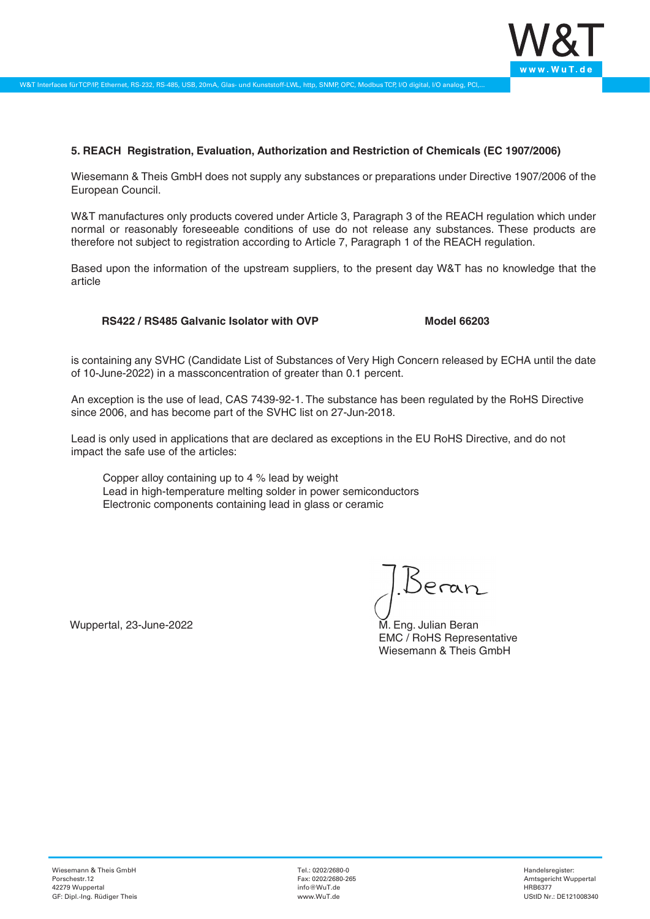### 5. REACH Registration, Evaluation, Authorization and Restriction of Chemicals (EC 1907/2006)

Wiesemann & Theis GmbH does not supply any substances or preparations under Directive 1907/2006 of the European Council.

W&T manufactures only products covered under Article 3, Paragraph 3 of the REACH regulation which under normal or reasonably foreseeable conditions of use do not release any substances. These products are therefore not subject to registration according to Article 7, Paragraph 1 of the REACH regulation.

Based upon the information of the upstream suppliers, to the present day W&T has no knowledge that the article

**RS422 / RS485 Galvanic Isolator with OVP** **Model 66203**

is containing any SVHC (Candidate List of Substances of Very High Concern released by ECHA until the date of 10-June-2022) in a massconcentration of greater than 0.1 percent.

An exception is the use of lead, CAS 7439-92-1. The substance has been regulated by the RoHS Directive since 2006, and has become part of the SVHC list on 27-Jun-2018.

Lead is only used in applications that are declared as exceptions in the EU RoHS Directive, and do not impact the safe use of the articles:

Copper alloy containing up to 4 % lead by weight
Lead in high-temperature melting solder in power semiconductors
Electronic components containing lead in glass or ceramic

Wuppertal, 23-June-2022

M. Eng. Julian Beran
EMC / RoHS Representative
Wiesemann & Theis GmbH